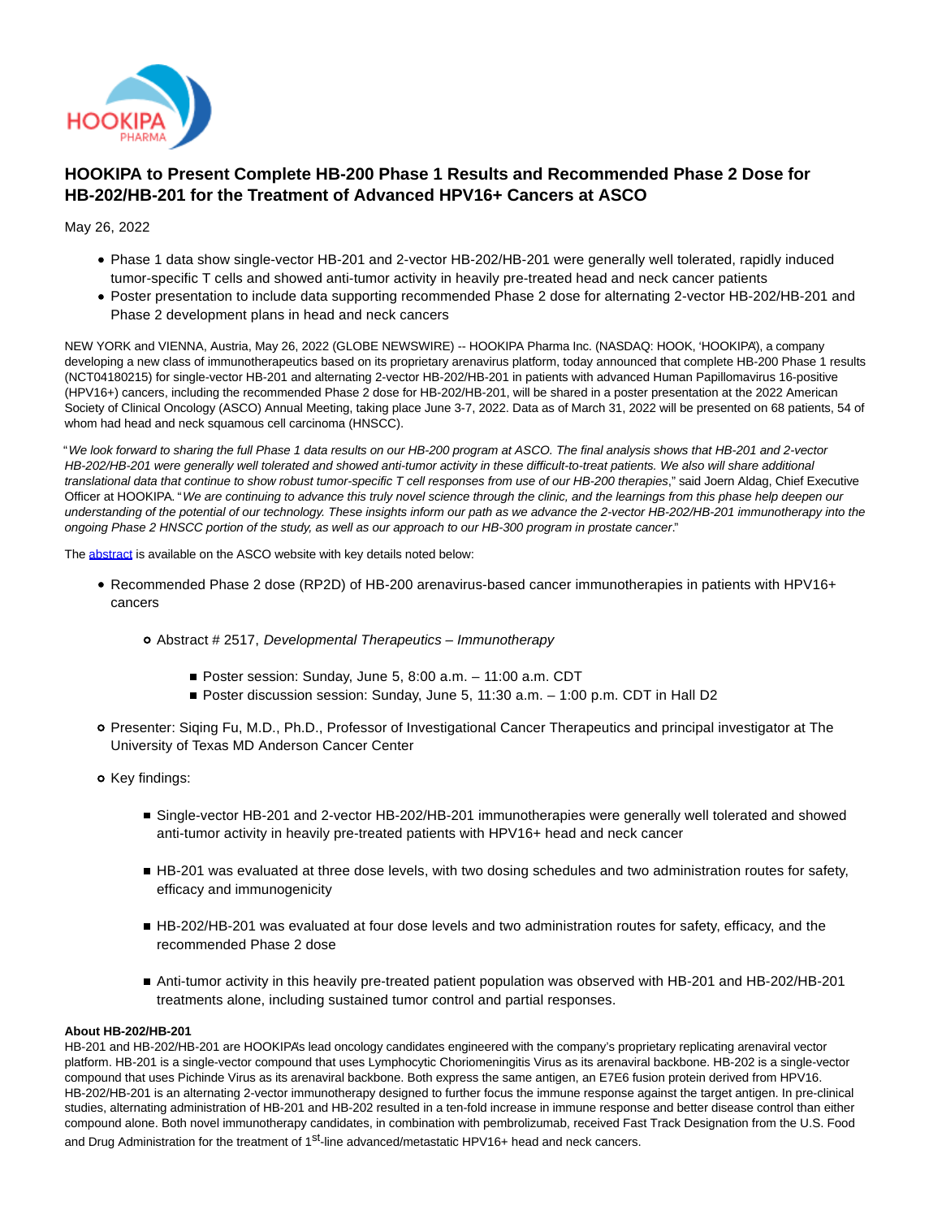# HOOKIPA to Present Complete HB-200 Phase 1 Results and Recommended Phase 2 Dose for HB-202/HB-201 for the Treatment of Advanced HPV16+ Cancers at ASCO

May 26, 2022

- Phase 1 data show single-vector HB-201 and 2-vector HB-202/HB-201 were generally well tolerated, rapidly induced tumor-specific T cells and showed anti-tumor activity in heavily pre-treated head and neck cancer patients
- Poster presentation to include data supporting recommended Phase 2 dose for alternating 2-vector HB-202/HB-201 and Phase 2 development plans in head and neck cancers

NEW YORK and VIENNA, Austria, May 26, 2022 (GLOBE NEWSWIRE) -- HOOKIPA Pharma Inc. (NASDAQ: HOOK, 'HOOKIPA'), a company developing a new class of immunotherapeutics based on its proprietary arenavirus platform, today announced that complete HB-200 Phase 1 results (NCT04180215) for single-vector HB-201 and alternating 2-vector HB-202/HB-201 in patients with advanced Human Papillomavirus 16-positive (HPV16+) cancers, including the recommended Phase 2 dose for HB-202/HB-201, will be shared in a poster presentation at the 2022 American Society of Clinical Oncology (ASCO) Annual Meeting, taking place June 3-7, 2022. Data as of March 31, 2022 will be presented on 68 patients, 54 of whom had head and neck squamous cell carcinoma (HNSCC).

"*We look forward to sharing the full Phase 1 data results on our HB-200 program at ASCO. The final analysis shows that HB-201 and 2-vector HB-202/HB-201 were generally well tolerated and showed anti-tumor activity in these difficult-to-treat patients. We also will share additional translational data that continue to show robust tumor-specific T cell responses from use of our HB-200 therapies*," said Joern Aldag, Chief Executive Officer at HOOKIPA. "*We are continuing to advance this truly novel science through the clinic, and the learnings from this phase help deepen our understanding of the potential of our technology. These insights inform our path as we advance the 2-vector HB-202/HB-201 immunotherapy into the ongoing Phase 2 HNSCC portion of the study, as well as our approach to our HB-300 program in prostate cancer*."

The abstract is available on the ASCO website with key details noted below:

- Recommended Phase 2 dose (RP2D) of HB-200 arenavirus-based cancer immunotherapies in patients with HPV16+ cancers
  - Abstract # 2517, *Developmental Therapeutics – Immunotherapy*
    - Poster session: Sunday, June 5, 8:00 a.m. – 11:00 a.m. CDT
    - Poster discussion session: Sunday, June 5, 11:30 a.m. – 1:00 p.m. CDT in Hall D2
  - Presenter: Siqing Fu, M.D., Ph.D., Professor of Investigational Cancer Therapeutics and principal investigator at The University of Texas MD Anderson Cancer Center
  - Key findings:
    - Single-vector HB-201 and 2-vector HB-202/HB-201 immunotherapies were generally well tolerated and showed anti-tumor activity in heavily pre-treated patients with HPV16+ head and neck cancer
    - HB-201 was evaluated at three dose levels, with two dosing schedules and two administration routes for safety, efficacy and immunogenicity
    - HB-202/HB-201 was evaluated at four dose levels and two administration routes for safety, efficacy, and the recommended Phase 2 dose
    - Anti-tumor activity in this heavily pre-treated patient population was observed with HB-201 and HB-202/HB-201 treatments alone, including sustained tumor control and partial responses.

**About HB-202/HB-201**

HB-201 and HB-202/HB-201 are HOOKIPA's lead oncology candidates engineered with the company's proprietary replicating arenaviral vector platform. HB-201 is a single-vector compound that uses Lymphocytic Choriomeningitis Virus as its arenaviral backbone. HB-202 is a single-vector compound that uses Pichinde Virus as its arenaviral backbone. Both express the same antigen, an E7E6 fusion protein derived from HPV16. HB-202/HB-201 is an alternating 2-vector immunotherapy designed to further focus the immune response against the target antigen. In pre-clinical studies, alternating administration of HB-201 and HB-202 resulted in a ten-fold increase in immune response and better disease control than either compound alone. Both novel immunotherapy candidates, in combination with pembrolizumab, received Fast Track Designation from the U.S. Food and Drug Administration for the treatment of 1st-line advanced/metastatic HPV16+ head and neck cancers.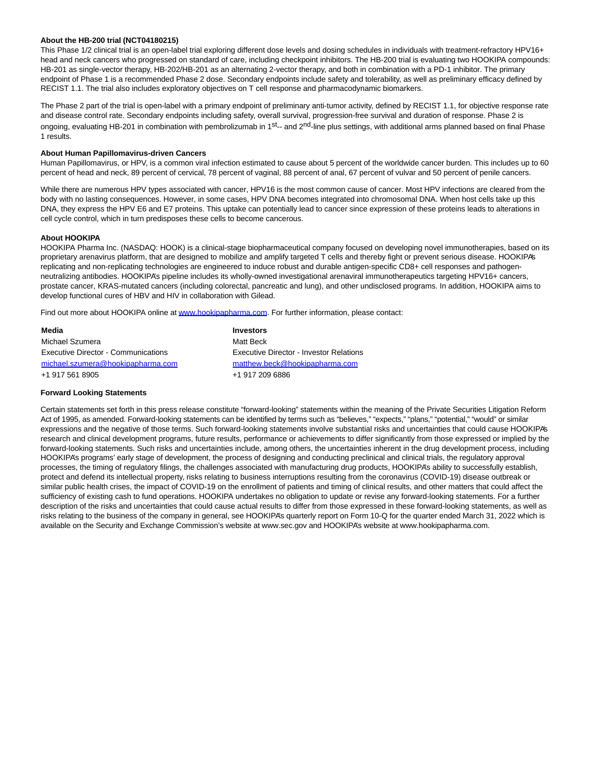**About the HB-200 trial (NCT04180215)**

This Phase 1/2 clinical trial is an open-label trial exploring different dose levels and dosing schedules in individuals with treatment-refractory HPV16+ head and neck cancers who progressed on standard of care, including checkpoint inhibitors. The HB-200 trial is evaluating two HOOKIPA compounds: HB-201 as single-vector therapy, HB-202/HB-201 as an alternating 2-vector therapy, and both in combination with a PD-1 inhibitor. The primary endpoint of Phase 1 is a recommended Phase 2 dose. Secondary endpoints include safety and tolerability, as well as preliminary efficacy defined by RECIST 1.1. The trial also includes exploratory objectives on T cell response and pharmacodynamic biomarkers.

The Phase 2 part of the trial is open-label with a primary endpoint of preliminary anti-tumor activity, defined by RECIST 1.1, for objective response rate and disease control rate. Secondary endpoints including safety, overall survival, progression-free survival and duration of response. Phase 2 is ongoing, evaluating HB-201 in combination with pembrolizumab in 1st-- and 2nd-line plus settings, with additional arms planned based on final Phase 1 results.

**About Human Papillomavirus-driven Cancers**

Human Papillomavirus, or HPV, is a common viral infection estimated to cause about 5 percent of the worldwide cancer burden. This includes up to 60 percent of head and neck, 89 percent of cervical, 78 percent of vaginal, 88 percent of anal, 67 percent of vulvar and 50 percent of penile cancers.

While there are numerous HPV types associated with cancer, HPV16 is the most common cause of cancer. Most HPV infections are cleared from the body with no lasting consequences. However, in some cases, HPV DNA becomes integrated into chromosomal DNA. When host cells take up this DNA, they express the HPV E6 and E7 proteins. This uptake can potentially lead to cancer since expression of these proteins leads to alterations in cell cycle control, which in turn predisposes these cells to become cancerous.

**About HOOKIPA**

HOOKIPA Pharma Inc. (NASDAQ: HOOK) is a clinical-stage biopharmaceutical company focused on developing novel immunotherapies, based on its proprietary arenavirus platform, that are designed to mobilize and amplify targeted T cells and thereby fight or prevent serious disease. HOOKIPA's replicating and non-replicating technologies are engineered to induce robust and durable antigen-specific CD8+ cell responses and pathogen-neutralizing antibodies. HOOKIPA's pipeline includes its wholly-owned investigational arenaviral immunotherapeutics targeting HPV16+ cancers, prostate cancer, KRAS-mutated cancers (including colorectal, pancreatic and lung), and other undisclosed programs. In addition, HOOKIPA aims to develop functional cures of HBV and HIV in collaboration with Gilead.

Find out more about HOOKIPA online at www.hookipapharma.com. For further information, please contact:

| Media | Investors |
| --- | --- |
| Michael Szumera | Matt Beck |
| Executive Director - Communications | Executive Director - Investor Relations |
| michael.szumera@hookipapharma.com | matthew.beck@hookipapharma.com |
| +1 917 561 8905 | +1 917 209 6886 |

**Forward Looking Statements**

Certain statements set forth in this press release constitute "forward-looking" statements within the meaning of the Private Securities Litigation Reform Act of 1995, as amended. Forward-looking statements can be identified by terms such as "believes," "expects," "plans," "potential," "would" or similar expressions and the negative of those terms. Such forward-looking statements involve substantial risks and uncertainties that could cause HOOKIPA's research and clinical development programs, future results, performance or achievements to differ significantly from those expressed or implied by the forward-looking statements. Such risks and uncertainties include, among others, the uncertainties inherent in the drug development process, including HOOKIPA's programs' early stage of development, the process of designing and conducting preclinical and clinical trials, the regulatory approval processes, the timing of regulatory filings, the challenges associated with manufacturing drug products, HOOKIPA's ability to successfully establish, protect and defend its intellectual property, risks relating to business interruptions resulting from the coronavirus (COVID-19) disease outbreak or similar public health crises, the impact of COVID-19 on the enrollment of patients and timing of clinical results, and other matters that could affect the sufficiency of existing cash to fund operations. HOOKIPA undertakes no obligation to update or revise any forward-looking statements. For a further description of the risks and uncertainties that could cause actual results to differ from those expressed in these forward-looking statements, as well as risks relating to the business of the company in general, see HOOKIPA's quarterly report on Form 10-Q for the quarter ended March 31, 2022 which is available on the Security and Exchange Commission's website at www.sec.gov and HOOKIPA's website at www.hookipapharma.com.